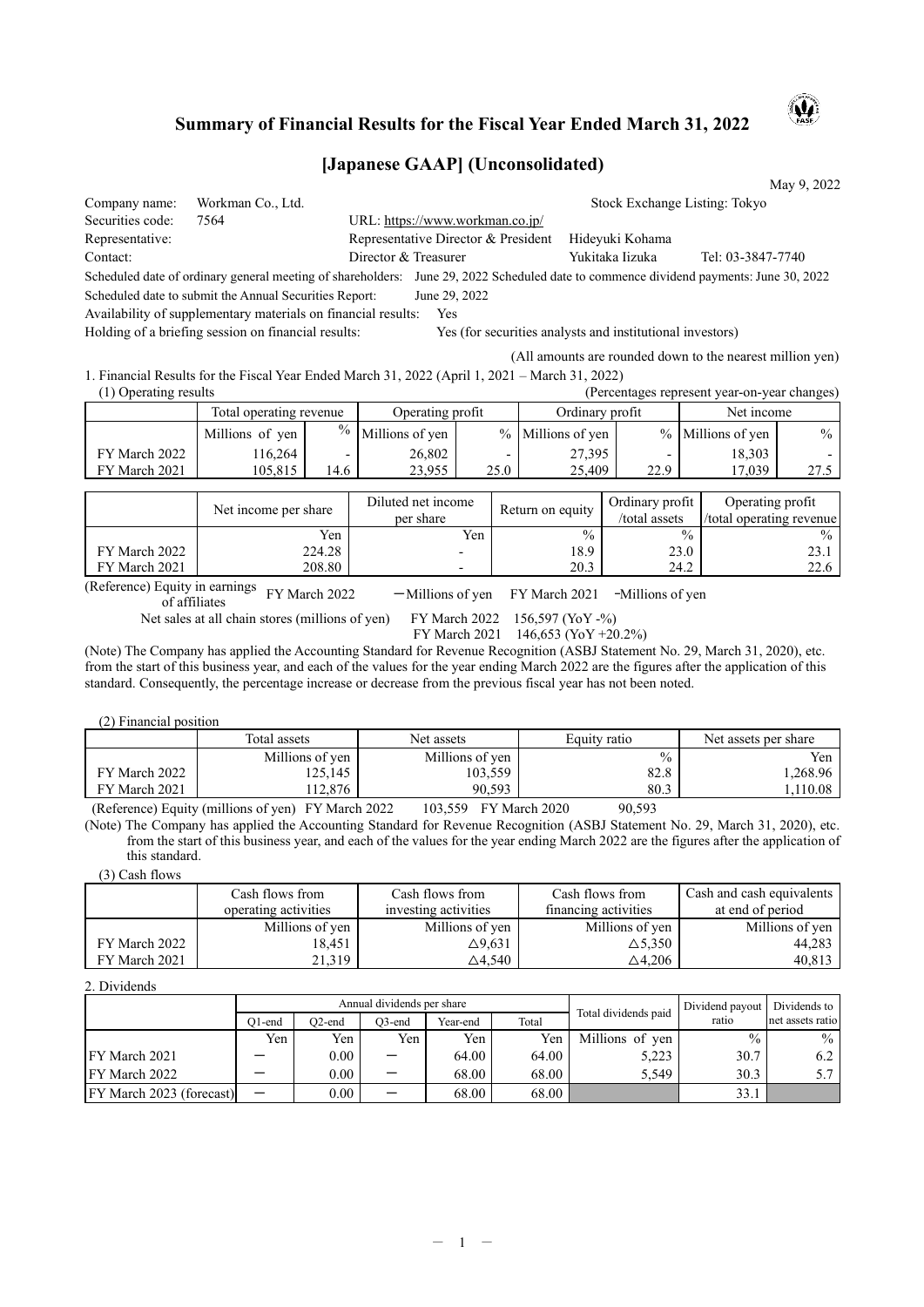# Summary of Financial Results for the Fiscal Year Ended March 31, 2022

## [Japanese GAAP] (Unconsolidated)

May 9, 2022

Company name: Workman Co., Ltd. Stock Exchange Listing: Tokyo

Securities code: 7564 URL: https://www.workman.co.jp/

Representative: Representative Director & President Hideyuki Kohama

Contact: Director & Treasurer Yukitaka Iizuka Tel: 03-3847-7740

Scheduled date of ordinary general meeting of shareholders: June 29, 2022 Scheduled date to commence dividend payments: June 30, 2022

Scheduled date to submit the Annual Securities Report: June 29, 2022

Availability of supplementary materials on financial results: Yes

Holding of a briefing session on financial results: Yes (for securities analysts and institutional investors)

(All amounts are rounded down to the nearest million yen)

1. Financial Results for the Fiscal Year Ended March 31, 2022 (April 1, 2021 – March 31, 2022)

(1) Operating results (Percentages represent year-on-year changes)

| | Total operating revenue | | Operating profit | | Ordinary profit | | Net income | |
|---|---|---|---|---|---|---|---|---|
| | Millions of yen | % | Millions of yen | % | Millions of yen | % | Millions of yen | % |
| FY March 2022 | 116,264 | - | 26,802 | - | 27,395 | - | 18,303 | - |
| FY March 2021 | 105,815 | 14.6 | 23,955 | 25.0 | 25,409 | 22.9 | 17,039 | 27.5 |

| | Net income per share | Diluted net income per share | Return on equity | Ordinary profit /total assets | Operating profit /total operating revenue |
|---|---|---|---|---|---|
| | Yen | Yen | % | % | % |
| FY March 2022 | 224.28 | - | 18.9 | 23.0 | 23.1 |
| FY March 2021 | 208.80 | - | 20.3 | 24.2 | 22.6 |

(Reference) Equity in earnings of affiliates FY March 2022 －Millions of yen FY March 2021 -Millions of yen

Net sales at all chain stores (millions of yen) FY March 2022 156,597 (YoY -%)

FY March 2021 146,653 (YoY +20.2%)

(Note) The Company has applied the Accounting Standard for Revenue Recognition (ASBJ Statement No. 29, March 31, 2020), etc. from the start of this business year, and each of the values for the year ending March 2022 are the figures after the application of this standard. Consequently, the percentage increase or decrease from the previous fiscal year has not been noted.

(2) Financial position

| | Total assets | Net assets | Equity ratio | Net assets per share |
|---|---|---|---|---|
| | Millions of yen | Millions of yen | % | Yen |
| FY March 2022 | 125,145 | 103,559 | 82.8 | 1,268.96 |
| FY March 2021 | 112,876 | 90,593 | 80.3 | 1,110.08 |

(Reference) Equity (millions of yen) FY March 2022 103,559 FY March 2020 90,593

(Note) The Company has applied the Accounting Standard for Revenue Recognition (ASBJ Statement No. 29, March 31, 2020), etc. from the start of this business year, and each of the values for the year ending March 2022 are the figures after the application of this standard.

(3) Cash flows

| | Cash flows from operating activities | Cash flows from investing activities | Cash flows from financing activities | Cash and cash equivalents at end of period |
|---|---|---|---|---|
| | Millions of yen | Millions of yen | Millions of yen | Millions of yen |
| FY March 2022 | 18,451 | △9,631 | △5,350 | 44,283 |
| FY March 2021 | 21,319 | △4,540 | △4,206 | 40,813 |

2. Dividends

| | Annual dividends per share | | | | | Total dividends paid | Dividend payout ratio | Dividends to net assets ratio |
|---|---|---|---|---|---|---|---|---|
| | Q1-end | Q2-end | Q3-end | Year-end | Total | | | |
| | Yen | Yen | Yen | Yen | Yen | Millions of yen | % | % |
| FY March 2021 | ー | 0.00 | ー | 64.00 | 64.00 | 5,223 | 30.7 | 6.2 |
| FY March 2022 | ー | 0.00 | ー | 68.00 | 68.00 | 5,549 | 30.3 | 5.7 |
| FY March 2023 (forecast) | ー | 0.00 | ー | 68.00 | 68.00 | | 33.1 | |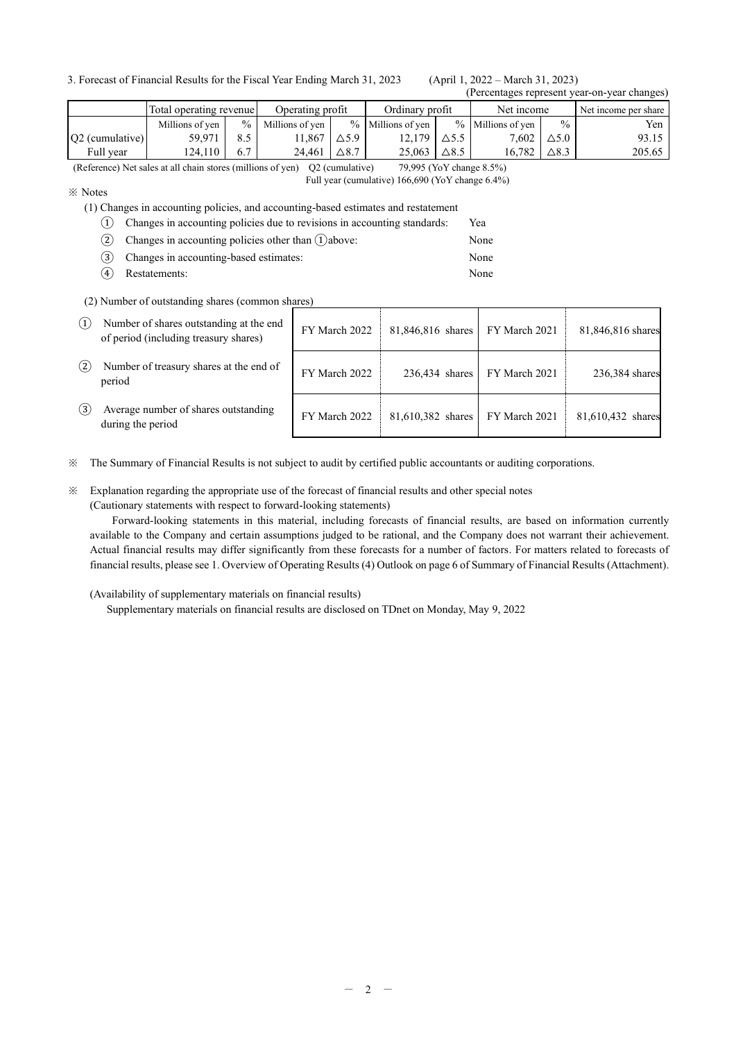3. Forecast of Financial Results for the Fiscal Year Ending March 31, 2023 (April 1, 2022 – March 31, 2023)

(Percentages represent year-on-year changes)

| | Total operating revenue | | Operating profit | | Ordinary profit | | Net income | | Net income per share |
|---|---|---|---|---|---|---|---|---|---|
| | Millions of yen | % | Millions of yen | % | Millions of yen | % | Millions of yen | % | Yen |
| Q2 (cumulative) | 59,971 | 8.5 | 11,867 | △5.9 | 12,179 | △5.5 | 7,602 | △5.0 | 93.15 |
| Full year | 124,110 | 6.7 | 24,461 | △8.7 | 25,063 | △8.5 | 16,782 | △8.3 | 205.65 |

(Reference) Net sales at all chain stores (millions of yen) Q2 (cumulative) 79,995 (YoY change 8.5%)
Full year (cumulative) 166,690 (YoY change 6.4%)

※ Notes

(1) Changes in accounting policies, and accounting-based estimates and restatement

① Changes in accounting policies due to revisions in accounting standards: Yea

② Changes in accounting policies other than ① above: None

③ Changes in accounting-based estimates: None

④ Restatements: None

(2) Number of outstanding shares (common shares)

| | | | | |
|---|---|---|---|---|
| ① Number of shares outstanding at the end of period (including treasury shares) | FY March 2022 | 81,846,816 shares | FY March 2021 | 81,846,816 shares |
| ② Number of treasury shares at the end of period | FY March 2022 | 236,434 shares | FY March 2021 | 236,384 shares |
| ③ Average number of shares outstanding during the period | FY March 2022 | 81,610,382 shares | FY March 2021 | 81,610,432 shares |

※ The Summary of Financial Results is not subject to audit by certified public accountants or auditing corporations.

※ Explanation regarding the appropriate use of the forecast of financial results and other special notes

(Cautionary statements with respect to forward-looking statements)

Forward-looking statements in this material, including forecasts of financial results, are based on information currently available to the Company and certain assumptions judged to be rational, and the Company does not warrant their achievement. Actual financial results may differ significantly from these forecasts for a number of factors. For matters related to forecasts of financial results, please see 1. Overview of Operating Results (4) Outlook on page 6 of Summary of Financial Results (Attachment).

(Availability of supplementary materials on financial results)

Supplementary materials on financial results are disclosed on TDnet on Monday, May 9, 2022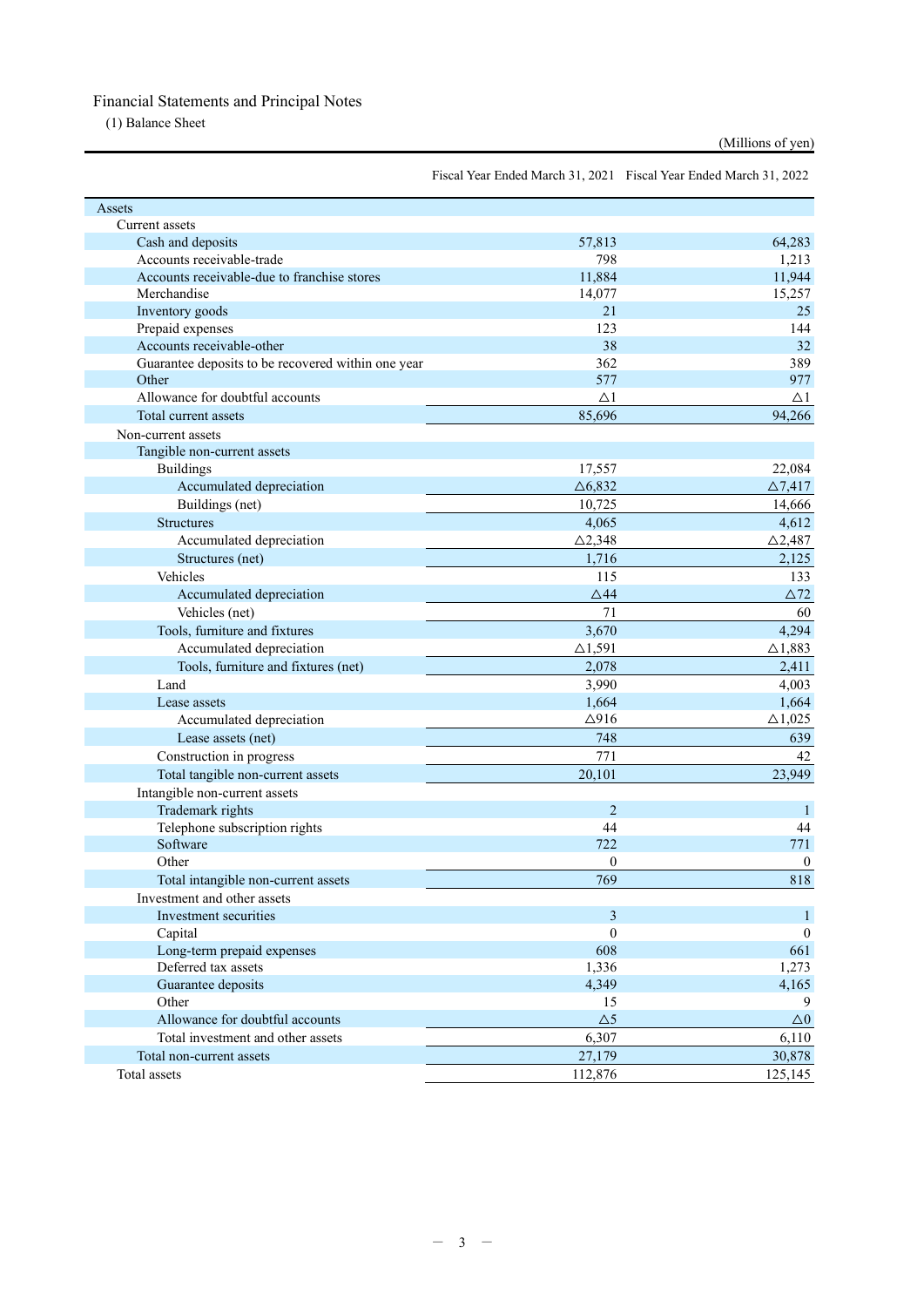# Financial Statements and Principal Notes

## (1) Balance Sheet

(Millions of yen)

| | Fiscal Year Ended March 31, 2021 | Fiscal Year Ended March 31, 2022 |
|---|---|---|
| Assets | | |
| Current assets | | |
| Cash and deposits | 57,813 | 64,283 |
| Accounts receivable-trade | 798 | 1,213 |
| Accounts receivable-due to franchise stores | 11,884 | 11,944 |
| Merchandise | 14,077 | 15,257 |
| Inventory goods | 21 | 25 |
| Prepaid expenses | 123 | 144 |
| Accounts receivable-other | 38 | 32 |
| Guarantee deposits to be recovered within one year | 362 | 389 |
| Other | 577 | 977 |
| Allowance for doubtful accounts | △1 | △1 |
| Total current assets | 85,696 | 94,266 |
| Non-current assets | | |
| Tangible non-current assets | | |
| Buildings | 17,557 | 22,084 |
| Accumulated depreciation | △6,832 | △7,417 |
| Buildings (net) | 10,725 | 14,666 |
| Structures | 4,065 | 4,612 |
| Accumulated depreciation | △2,348 | △2,487 |
| Structures (net) | 1,716 | 2,125 |
| Vehicles | 115 | 133 |
| Accumulated depreciation | △44 | △72 |
| Vehicles (net) | 71 | 60 |
| Tools, furniture and fixtures | 3,670 | 4,294 |
| Accumulated depreciation | △1,591 | △1,883 |
| Tools, furniture and fixtures (net) | 2,078 | 2,411 |
| Land | 3,990 | 4,003 |
| Lease assets | 1,664 | 1,664 |
| Accumulated depreciation | △916 | △1,025 |
| Lease assets (net) | 748 | 639 |
| Construction in progress | 771 | 42 |
| Total tangible non-current assets | 20,101 | 23,949 |
| Intangible non-current assets | | |
| Trademark rights | 2 | 1 |
| Telephone subscription rights | 44 | 44 |
| Software | 722 | 771 |
| Other | 0 | 0 |
| Total intangible non-current assets | 769 | 818 |
| Investment and other assets | | |
| Investment securities | 3 | 1 |
| Capital | 0 | 0 |
| Long-term prepaid expenses | 608 | 661 |
| Deferred tax assets | 1,336 | 1,273 |
| Guarantee deposits | 4,349 | 4,165 |
| Other | 15 | 9 |
| Allowance for doubtful accounts | △5 | △0 |
| Total investment and other assets | 6,307 | 6,110 |
| Total non-current assets | 27,179 | 30,878 |
| Total assets | 112,876 | 125,145 |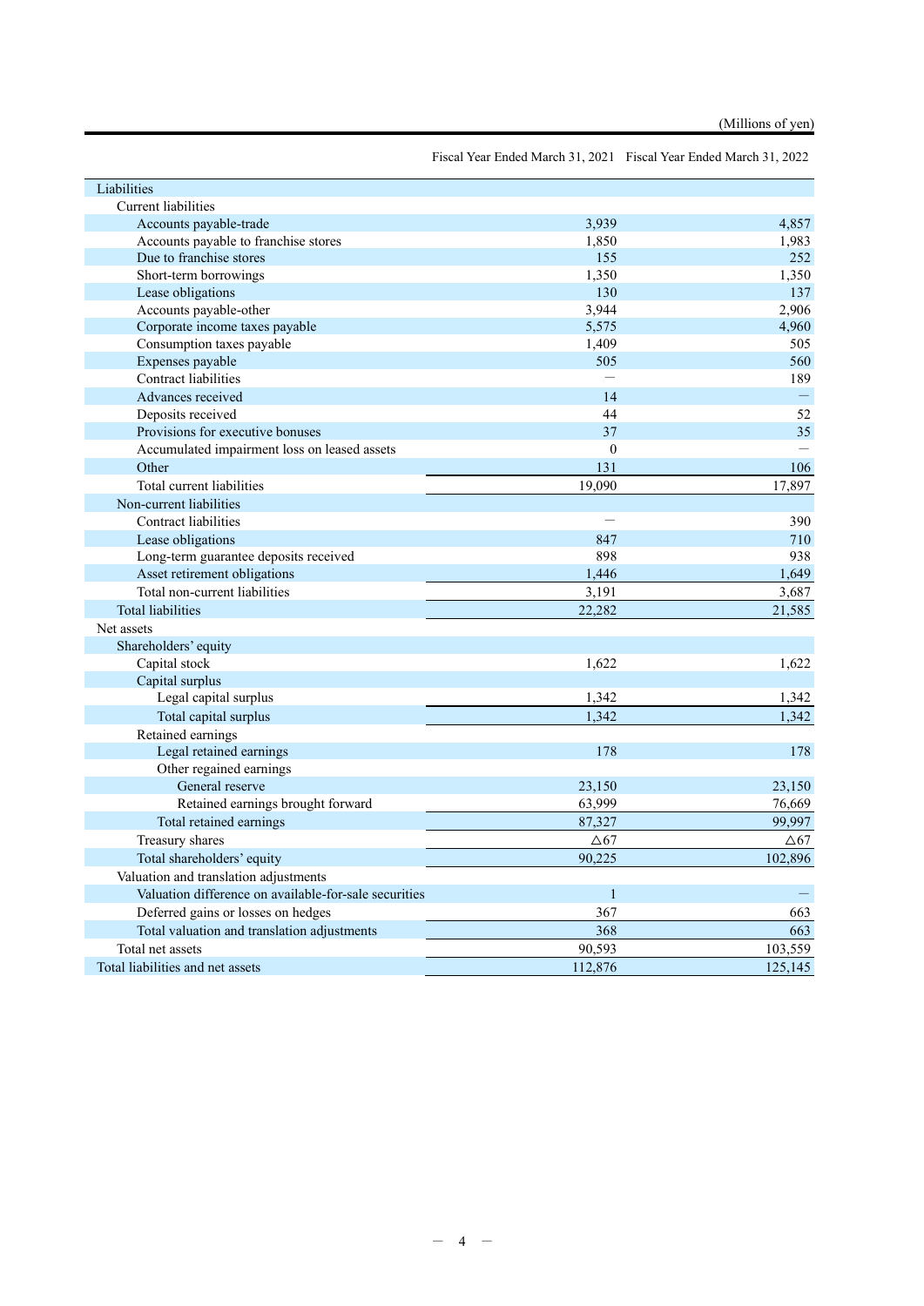(Millions of yen)

| | Fiscal Year Ended March 31, 2021 | Fiscal Year Ended March 31, 2022 |
|---|---|---|
| Liabilities | | |
| Current liabilities | | |
| Accounts payable-trade | 3,939 | 4,857 |
| Accounts payable to franchise stores | 1,850 | 1,983 |
| Due to franchise stores | 155 | 252 |
| Short-term borrowings | 1,350 | 1,350 |
| Lease obligations | 130 | 137 |
| Accounts payable-other | 3,944 | 2,906 |
| Corporate income taxes payable | 5,575 | 4,960 |
| Consumption taxes payable | 1,409 | 505 |
| Expenses payable | 505 | 560 |
| Contract liabilities | ― | 189 |
| Advances received | 14 | ― |
| Deposits received | 44 | 52 |
| Provisions for executive bonuses | 37 | 35 |
| Accumulated impairment loss on leased assets | 0 | ― |
| Other | 131 | 106 |
| Total current liabilities | 19,090 | 17,897 |
| Non-current liabilities | | |
| Contract liabilities | ― | 390 |
| Lease obligations | 847 | 710 |
| Long-term guarantee deposits received | 898 | 938 |
| Asset retirement obligations | 1,446 | 1,649 |
| Total non-current liabilities | 3,191 | 3,687 |
| Total liabilities | 22,282 | 21,585 |
| Net assets | | |
| Shareholders' equity | | |
| Capital stock | 1,622 | 1,622 |
| Capital surplus | | |
| Legal capital surplus | 1,342 | 1,342 |
| Total capital surplus | 1,342 | 1,342 |
| Retained earnings | | |
| Legal retained earnings | 178 | 178 |
| Other regained earnings | | |
| General reserve | 23,150 | 23,150 |
| Retained earnings brought forward | 63,999 | 76,669 |
| Total retained earnings | 87,327 | 99,997 |
| Treasury shares | △67 | △67 |
| Total shareholders' equity | 90,225 | 102,896 |
| Valuation and translation adjustments | | |
| Valuation difference on available-for-sale securities | 1 | ― |
| Deferred gains or losses on hedges | 367 | 663 |
| Total valuation and translation adjustments | 368 | 663 |
| Total net assets | 90,593 | 103,559 |
| Total liabilities and net assets | 112,876 | 125,145 |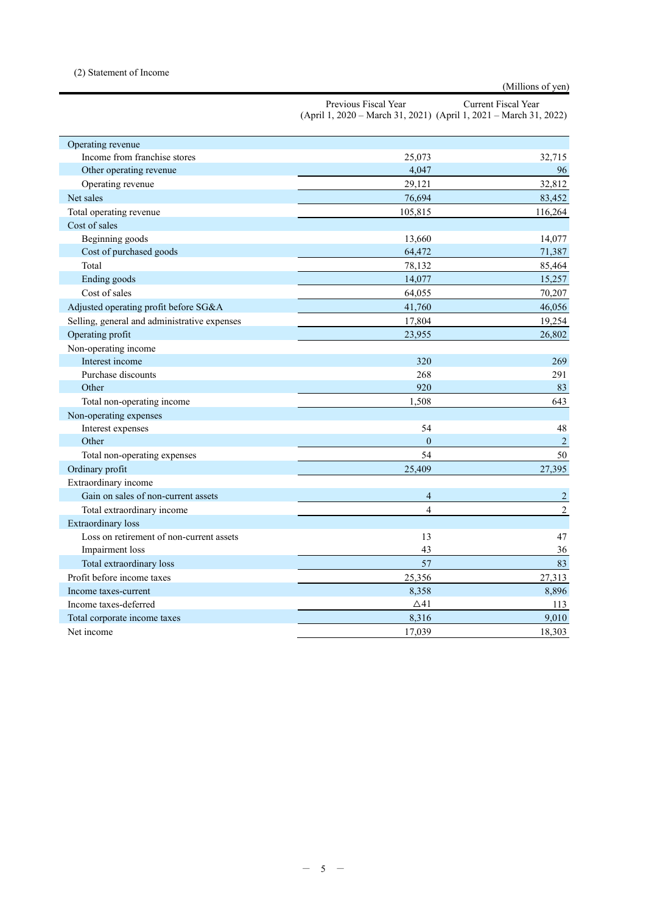(2) Statement of Income

(Millions of yen)

| | Previous Fiscal Year (April 1, 2020 – March 31, 2021) | Current Fiscal Year (April 1, 2021 – March 31, 2022) |
|---|---|---|
| Operating revenue | | |
| Income from franchise stores | 25,073 | 32,715 |
| Other operating revenue | 4,047 | 96 |
| Operating revenue | 29,121 | 32,812 |
| Net sales | 76,694 | 83,452 |
| Total operating revenue | 105,815 | 116,264 |
| Cost of sales | | |
| Beginning goods | 13,660 | 14,077 |
| Cost of purchased goods | 64,472 | 71,387 |
| Total | 78,132 | 85,464 |
| Ending goods | 14,077 | 15,257 |
| Cost of sales | 64,055 | 70,207 |
| Adjusted operating profit before SG&A | 41,760 | 46,056 |
| Selling, general and administrative expenses | 17,804 | 19,254 |
| Operating profit | 23,955 | 26,802 |
| Non-operating income | | |
| Interest income | 320 | 269 |
| Purchase discounts | 268 | 291 |
| Other | 920 | 83 |
| Total non-operating income | 1,508 | 643 |
| Non-operating expenses | | |
| Interest expenses | 54 | 48 |
| Other | 0 | 2 |
| Total non-operating expenses | 54 | 50 |
| Ordinary profit | 25,409 | 27,395 |
| Extraordinary income | | |
| Gain on sales of non-current assets | 4 | 2 |
| Total extraordinary income | 4 | 2 |
| Extraordinary loss | | |
| Loss on retirement of non-current assets | 13 | 47 |
| Impairment loss | 43 | 36 |
| Total extraordinary loss | 57 | 83 |
| Profit before income taxes | 25,356 | 27,313 |
| Income taxes-current | 8,358 | 8,896 |
| Income taxes-deferred | △41 | 113 |
| Total corporate income taxes | 8,316 | 9,010 |
| Net income | 17,039 | 18,303 |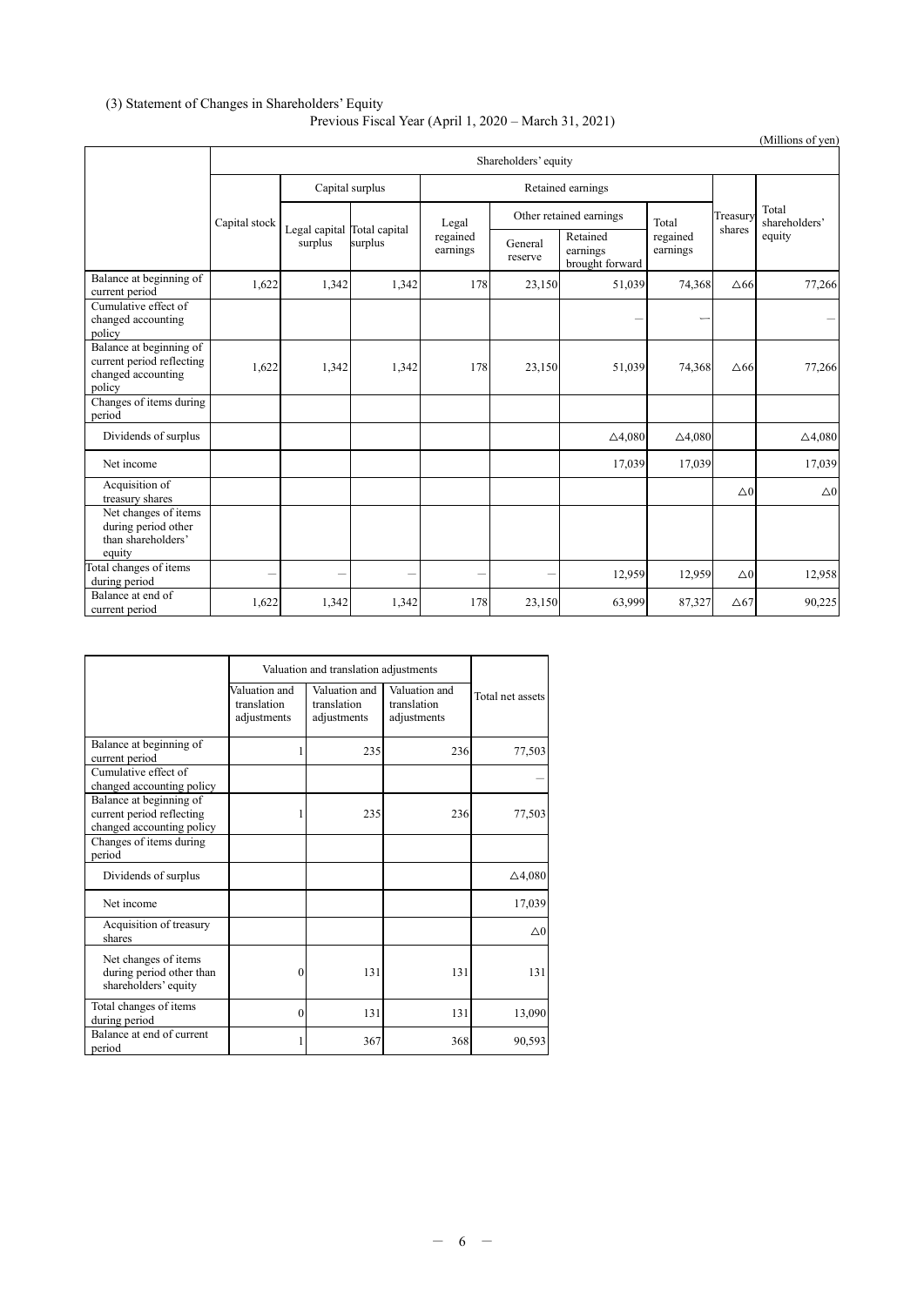(3) Statement of Changes in Shareholders' Equity

Previous Fiscal Year (April 1, 2020 – March 31, 2021)

(Millions of yen)

| | Shareholders' equity | | | | | | | | |
|---|---|---|---|---|---|---|---|---|---|
| | Capital stock | Capital surplus | | Retained earnings | | | | Treasury shares | Total shareholders' equity |
| | | Legal capital surplus | Total capital surplus | Legal regained earnings | Other retained earnings | | Total regained earnings | | |
| | | | | | General reserve | Retained earnings brought forward | | | |
| Balance at beginning of current period | 1,622 | 1,342 | 1,342 | 178 | 23,150 | 51,039 | 74,368 | △66 | 77,266 |
| Cumulative effect of changed accounting policy | | | | | | — | — | | — |
| Balance at beginning of current period reflecting changed accounting policy | 1,622 | 1,342 | 1,342 | 178 | 23,150 | 51,039 | 74,368 | △66 | 77,266 |
| Changes of items during period | | | | | | | | | |
| Dividends of surplus | | | | | | △4,080 | △4,080 | | △4,080 |
| Net income | | | | | | 17,039 | 17,039 | | 17,039 |
| Acquisition of treasury shares | | | | | | | | △0 | △0 |
| Net changes of items during period other than shareholders' equity | | | | | | | | | |
| Total changes of items during period | — | — | — | — | — | 12,959 | 12,959 | △0 | 12,958 |
| Balance at end of current period | 1,622 | 1,342 | 1,342 | 178 | 23,150 | 63,999 | 87,327 | △67 | 90,225 |

| | Valuation and translation adjustments | | | Total net assets |
|---|---|---|---|---|
| | Valuation and translation adjustments | Valuation and translation adjustments | Valuation and translation adjustments | |
| Balance at beginning of current period | 1 | 235 | 236 | 77,503 |
| Cumulative effect of changed accounting policy | | | | — |
| Balance at beginning of current period reflecting changed accounting policy | 1 | 235 | 236 | 77,503 |
| Changes of items during period | | | | |
| Dividends of surplus | | | | △4,080 |
| Net income | | | | 17,039 |
| Acquisition of treasury shares | | | | △0 |
| Net changes of items during period other than shareholders' equity | 0 | 131 | 131 | 131 |
| Total changes of items during period | 0 | 131 | 131 | 13,090 |
| Balance at end of current period | 1 | 367 | 368 | 90,593 |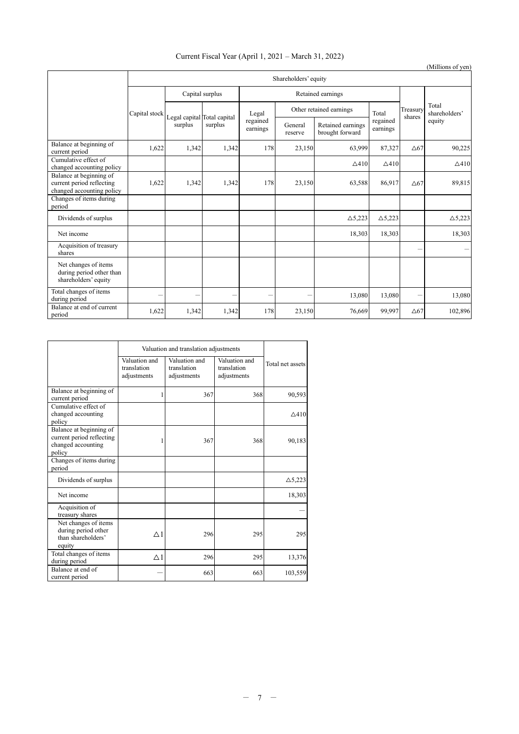Current Fiscal Year (April 1, 2021 – March 31, 2022)

(Millions of yen)

| | Shareholders' equity | | | | | | | | |
|---|---|---|---|---|---|---|---|---|---|
| | Capital stock | Capital surplus | | Retained earnings | | | | Treasury shares | Total shareholders' equity |
| | | Legal capital surplus | Total capital surplus | Legal regained earnings | Other retained earnings | | Total regained earnings | | |
| | | | | | General reserve | Retained earnings brought forward | | | |
| Balance at beginning of current period | 1,622 | 1,342 | 1,342 | 178 | 23,150 | 63,999 | 87,327 | △67 | 90,225 |
| Cumulative effect of changed accounting policy | | | | | | △410 | △410 | | △410 |
| Balance at beginning of current period reflecting changed accounting policy | 1,622 | 1,342 | 1,342 | 178 | 23,150 | 63,588 | 86,917 | △67 | 89,815 |
| Changes of items during period | | | | | | | | | |
| Dividends of surplus | | | | | | △5,223 | △5,223 | | △5,223 |
| Net income | | | | | | 18,303 | 18,303 | | 18,303 |
| Acquisition of treasury shares | | | | | | | | – | – |
| Net changes of items during period other than shareholders' equity | | | | | | | | | |
| Total changes of items during period | – | – | – | – | – | 13,080 | 13,080 | – | 13,080 |
| Balance at end of current period | 1,622 | 1,342 | 1,342 | 178 | 23,150 | 76,669 | 99,997 | △67 | 102,896 |

| | Valuation and translation adjustments | | | Total net assets |
|---|---|---|---|---|
| | Valuation and translation adjustments | Valuation and translation adjustments | Valuation and translation adjustments | |
| Balance at beginning of current period | 1 | 367 | 368 | 90,593 |
| Cumulative effect of changed accounting policy | | | | △410 |
| Balance at beginning of current period reflecting changed accounting policy | 1 | 367 | 368 | 90,183 |
| Changes of items during period | | | | |
| Dividends of surplus | | | | △5,223 |
| Net income | | | | 18,303 |
| Acquisition of treasury shares | | | | – |
| Net changes of items during period other than shareholders' equity | △1 | 296 | 295 | 295 |
| Total changes of items during period | △1 | 296 | 295 | 13,376 |
| Balance at end of current period | – | 663 | 663 | 103,559 |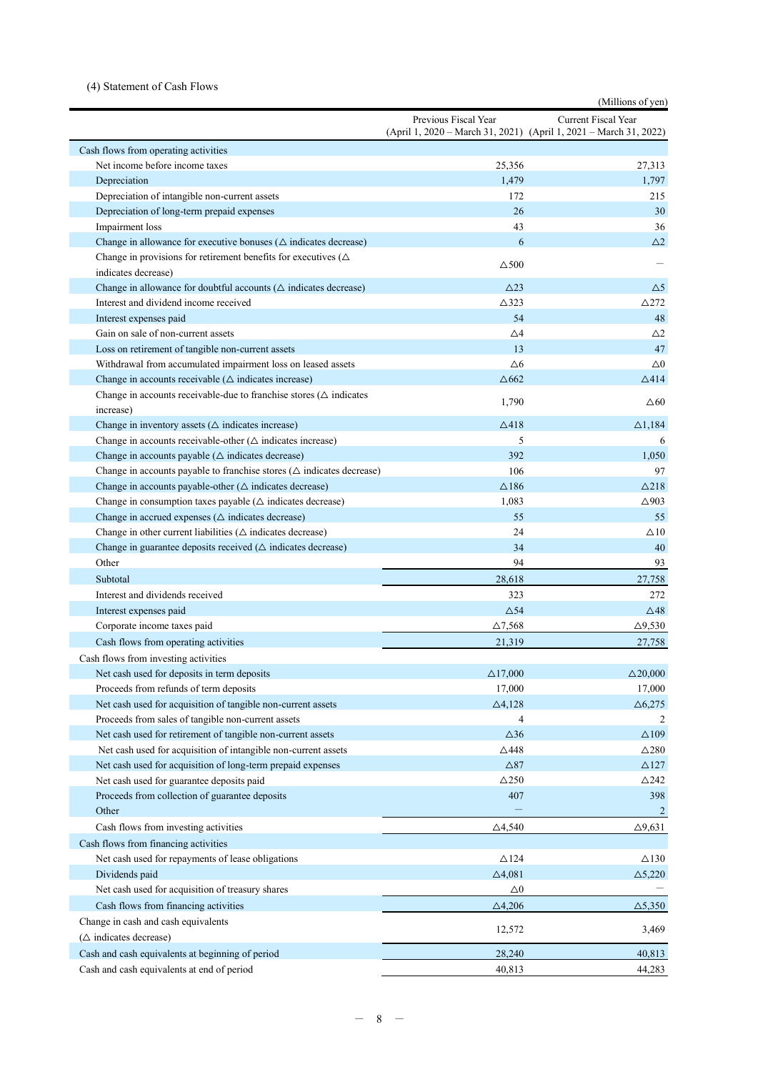#### (4) Statement of Cash Flows

(Millions of yen)

| | Previous Fiscal Year (April 1, 2020 – March 31, 2021) | Current Fiscal Year (April 1, 2021 – March 31, 2022) |
|---|---|---|
| Cash flows from operating activities | | |
| Net income before income taxes | 25,356 | 27,313 |
| Depreciation | 1,479 | 1,797 |
| Depreciation of intangible non-current assets | 172 | 215 |
| Depreciation of long-term prepaid expenses | 26 | 30 |
| Impairment loss | 43 | 36 |
| Change in allowance for executive bonuses (△ indicates decrease) | 6 | △2 |
| Change in provisions for retirement benefits for executives (△ indicates decrease) | △500 | — |
| Change in allowance for doubtful accounts (△ indicates decrease) | △23 | △5 |
| Interest and dividend income received | △323 | △272 |
| Interest expenses paid | 54 | 48 |
| Gain on sale of non-current assets | △4 | △2 |
| Loss on retirement of tangible non-current assets | 13 | 47 |
| Withdrawal from accumulated impairment loss on leased assets | △6 | △0 |
| Change in accounts receivable (△ indicates increase) | △662 | △414 |
| Change in accounts receivable-due to franchise stores (△ indicates increase) | 1,790 | △60 |
| Change in inventory assets (△ indicates increase) | △418 | △1,184 |
| Change in accounts receivable-other (△ indicates increase) | 5 | 6 |
| Change in accounts payable (△ indicates decrease) | 392 | 1,050 |
| Change in accounts payable to franchise stores (△ indicates decrease) | 106 | 97 |
| Change in accounts payable-other (△ indicates decrease) | △186 | △218 |
| Change in consumption taxes payable (△ indicates decrease) | 1,083 | △903 |
| Change in accrued expenses (△ indicates decrease) | 55 | 55 |
| Change in other current liabilities (△ indicates decrease) | 24 | △10 |
| Change in guarantee deposits received (△ indicates decrease) | 34 | 40 |
| Other | 94 | 93 |
| Subtotal | 28,618 | 27,758 |
| Interest and dividends received | 323 | 272 |
| Interest expenses paid | △54 | △48 |
| Corporate income taxes paid | △7,568 | △9,530 |
| Cash flows from operating activities | 21,319 | 27,758 |
| Cash flows from investing activities | | |
| Net cash used for deposits in term deposits | △17,000 | △20,000 |
| Proceeds from refunds of term deposits | 17,000 | 17,000 |
| Net cash used for acquisition of tangible non-current assets | △4,128 | △6,275 |
| Proceeds from sales of tangible non-current assets | 4 | 2 |
| Net cash used for retirement of tangible non-current assets | △36 | △109 |
| Net cash used for acquisition of intangible non-current assets | △448 | △280 |
| Net cash used for acquisition of long-term prepaid expenses | △87 | △127 |
| Net cash used for guarantee deposits paid | △250 | △242 |
| Proceeds from collection of guarantee deposits | 407 | 398 |
| Other | — | 2 |
| Cash flows from investing activities | △4,540 | △9,631 |
| Cash flows from financing activities | | |
| Net cash used for repayments of lease obligations | △124 | △130 |
| Dividends paid | △4,081 | △5,220 |
| Net cash used for acquisition of treasury shares | △0 | — |
| Cash flows from financing activities | △4,206 | △5,350 |
| Change in cash and cash equivalents (△ indicates decrease) | 12,572 | 3,469 |
| Cash and cash equivalents at beginning of period | 28,240 | 40,813 |
| Cash and cash equivalents at end of period | 40,813 | 44,283 |